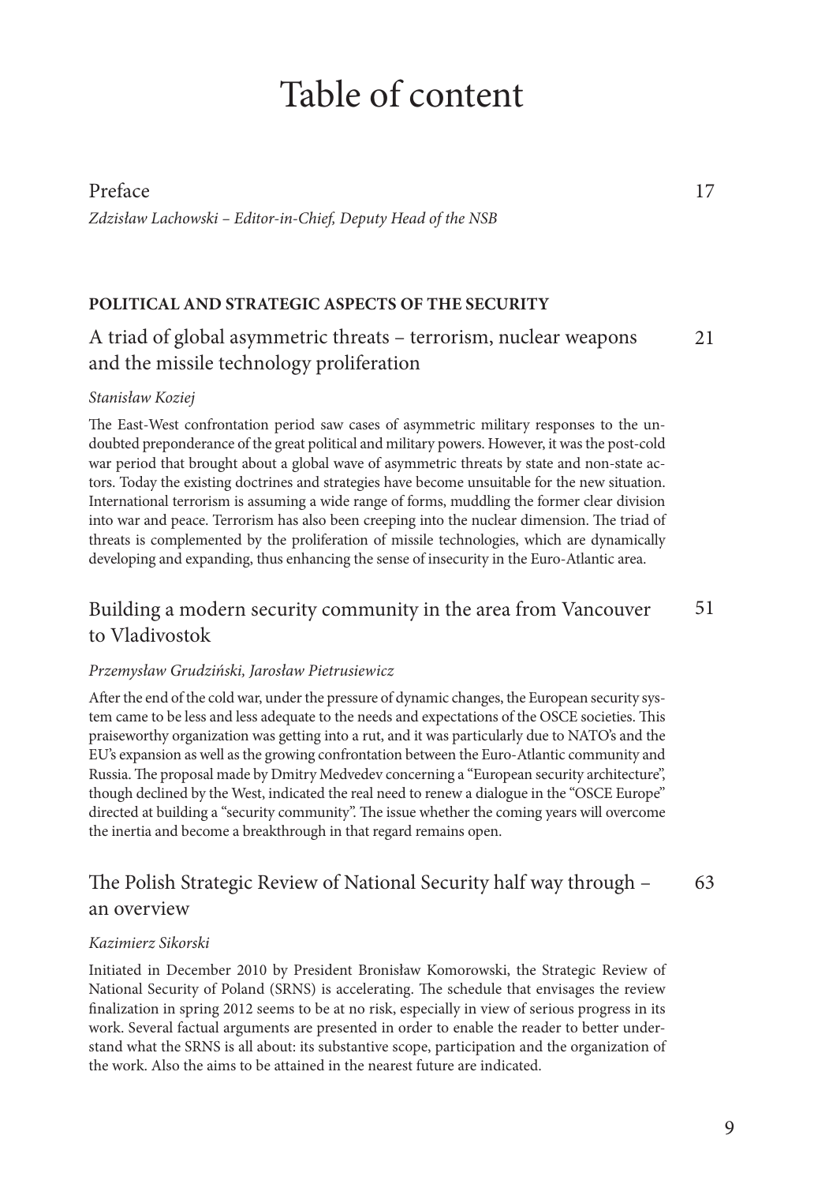# Table of content

## Preface 17

*Zdzisław Lachowski – Editor-in-Chief, Deputy Head of the NSB*

**POLITICAL AND STRATEGIC ASPECTS OF THE SECURITY**

## A triad of global asymmetric threats – terrorism, nuclear weapons and the missile technology proliferation 21

*Stanisław Koziej*

The East-West confrontation period saw cases of asymmetric military responses to the undoubted preponderance of the great political and military powers. However, it was the post-cold war period that brought about a global wave of asymmetric threats by state and non-state actors. Today the existing doctrines and strategies have become unsuitable for the new situation. International terrorism is assuming a wide range of forms, muddling the former clear division into war and peace. Terrorism has also been creeping into the nuclear dimension. The triad of threats is complemented by the proliferation of missile technologies, which are dynamically developing and expanding, thus enhancing the sense of insecurity in the Euro-Atlantic area.

## Building a modern security community in the area from Vancouver to Vladivostok 51

*Przemysław Grudziński, Jarosław Pietrusiewicz*

After the end of the cold war, under the pressure of dynamic changes, the European security system came to be less and less adequate to the needs and expectations of the OSCE societies. This praiseworthy organization was getting into a rut, and it was particularly due to NATO's and the EU's expansion as well as the growing confrontation between the Euro-Atlantic community and Russia. The proposal made by Dmitry Medvedev concerning a "European security architecture", though declined by the West, indicated the real need to renew a dialogue in the "OSCE Europe" directed at building a "security community". The issue whether the coming years will overcome the inertia and become a breakthrough in that regard remains open.

## The Polish Strategic Review of National Security half way through – an overview 63

*Kazimierz Sikorski*

Initiated in December 2010 by President Bronisław Komorowski, the Strategic Review of National Security of Poland (SRNS) is accelerating. The schedule that envisages the review finalization in spring 2012 seems to be at no risk, especially in view of serious progress in its work. Several factual arguments are presented in order to enable the reader to better understand what the SRNS is all about: its substantive scope, participation and the organization of the work. Also the aims to be attained in the nearest future are indicated.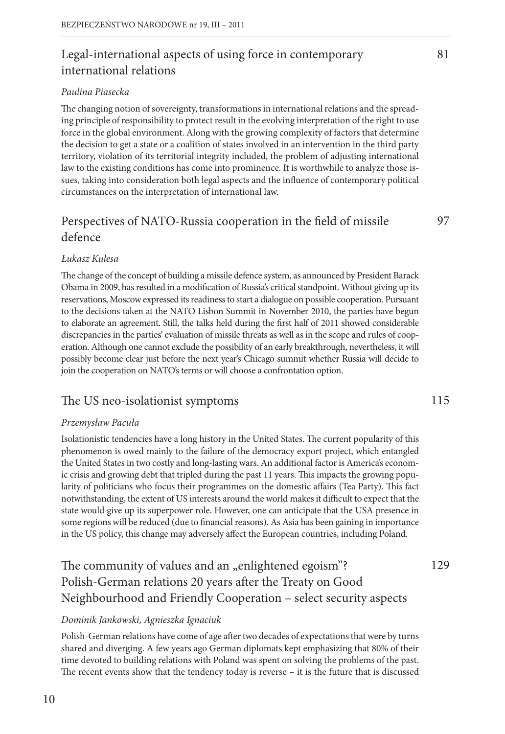## Legal-international aspects of using force in contemporary international relations 81

*Paulina Piasecka*

The changing notion of sovereignty, transformations in international relations and the spreading principle of responsibility to protect result in the evolving interpretation of the right to use force in the global environment. Along with the growing complexity of factors that determine the decision to get a state or a coalition of states involved in an intervention in the third party territory, violation of its territorial integrity included, the problem of adjusting international law to the existing conditions has come into prominence. It is worthwhile to analyze those issues, taking into consideration both legal aspects and the influence of contemporary political circumstances on the interpretation of international law.

## Perspectives of NATO-Russia cooperation in the field of missile defence 97

*Łukasz Kulesa*

The change of the concept of building a missile defence system, as announced by President Barack Obama in 2009, has resulted in a modification of Russia's critical standpoint. Without giving up its reservations, Moscow expressed its readiness to start a dialogue on possible cooperation. Pursuant to the decisions taken at the NATO Lisbon Summit in November 2010, the parties have begun to elaborate an agreement. Still, the talks held during the first half of 2011 showed considerable discrepancies in the parties' evaluation of missile threats as well as in the scope and rules of cooperation. Although one cannot exclude the possibility of an early breakthrough, nevertheless, it will possibly become clear just before the next year's Chicago summit whether Russia will decide to join the cooperation on NATO's terms or will choose a confrontation option.

## The US neo-isolationist symptoms 115

*Przemysław Pacuła*

Isolationistic tendencies have a long history in the United States. The current popularity of this phenomenon is owed mainly to the failure of the democracy export project, which entangled the United States in two costly and long-lasting wars. An additional factor is America's economic crisis and growing debt that tripled during the past 11 years. This impacts the growing popularity of politicians who focus their programmes on the domestic affairs (Tea Party). This fact notwithstanding, the extent of US interests around the world makes it difficult to expect that the state would give up its superpower role. However, one can anticipate that the USA presence in some regions will be reduced (due to financial reasons). As Asia has been gaining in importance in the US policy, this change may adversely affect the European countries, including Poland.

## The community of values and an „enlightened egoism"? Polish-German relations 20 years after the Treaty on Good Neighbourhood and Friendly Cooperation – select security aspects 129

*Dominik Jankowski, Agnieszka Ignaciuk*

Polish-German relations have come of age after two decades of expectations that were by turns shared and diverging. A few years ago German diplomats kept emphasizing that 80% of their time devoted to building relations with Poland was spent on solving the problems of the past. The recent events show that the tendency today is reverse – it is the future that is discussed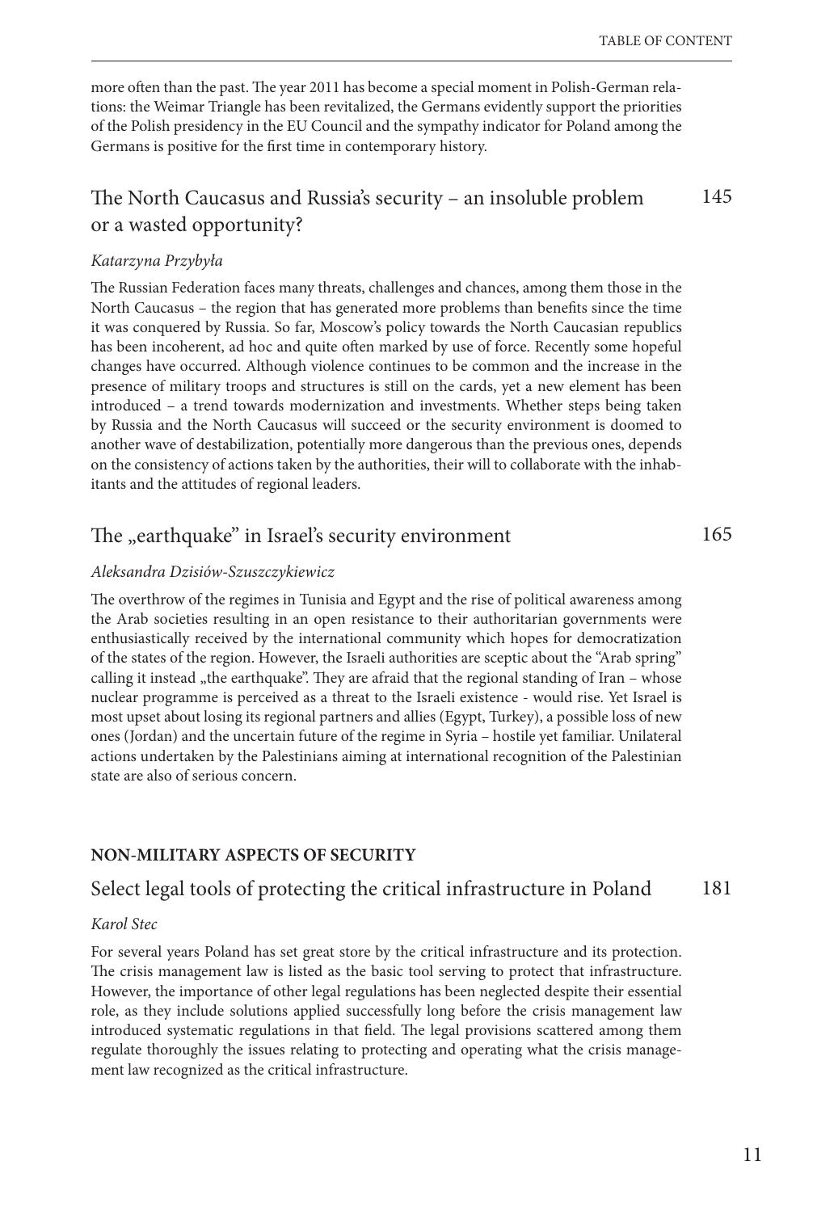more often than the past. The year 2011 has become a special moment in Polish-German relations: the Weimar Triangle has been revitalized, the Germans evidently support the priorities of the Polish presidency in the EU Council and the sympathy indicator for Poland among the Germans is positive for the first time in contemporary history.

## The North Caucasus and Russia's security – an insoluble problem or a wasted opportunity? 145

*Katarzyna Przybyła*

The Russian Federation faces many threats, challenges and chances, among them those in the North Caucasus – the region that has generated more problems than benefits since the time it was conquered by Russia. So far, Moscow's policy towards the North Caucasian republics has been incoherent, ad hoc and quite often marked by use of force. Recently some hopeful changes have occurred. Although violence continues to be common and the increase in the presence of military troops and structures is still on the cards, yet a new element has been introduced – a trend towards modernization and investments. Whether steps being taken by Russia and the North Caucasus will succeed or the security environment is doomed to another wave of destabilization, potentially more dangerous than the previous ones, depends on the consistency of actions taken by the authorities, their will to collaborate with the inhabitants and the attitudes of regional leaders.

## The „earthquake" in Israel's security environment 165

*Aleksandra Dzisiów-Szuszczykiewicz*

The overthrow of the regimes in Tunisia and Egypt and the rise of political awareness among the Arab societies resulting in an open resistance to their authoritarian governments were enthusiastically received by the international community which hopes for democratization of the states of the region. However, the Israeli authorities are sceptic about the "Arab spring" calling it instead „the earthquake". They are afraid that the regional standing of Iran – whose nuclear programme is perceived as a threat to the Israeli existence - would rise. Yet Israel is most upset about losing its regional partners and allies (Egypt, Turkey), a possible loss of new ones (Jordan) and the uncertain future of the regime in Syria – hostile yet familiar. Unilateral actions undertaken by the Palestinians aiming at international recognition of the Palestinian state are also of serious concern.

**NON-MILITARY ASPECTS OF SECURITY**

## Select legal tools of protecting the critical infrastructure in Poland 181

*Karol Stec*

For several years Poland has set great store by the critical infrastructure and its protection. The crisis management law is listed as the basic tool serving to protect that infrastructure. However, the importance of other legal regulations has been neglected despite their essential role, as they include solutions applied successfully long before the crisis management law introduced systematic regulations in that field. The legal provisions scattered among them regulate thoroughly the issues relating to protecting and operating what the crisis management law recognized as the critical infrastructure.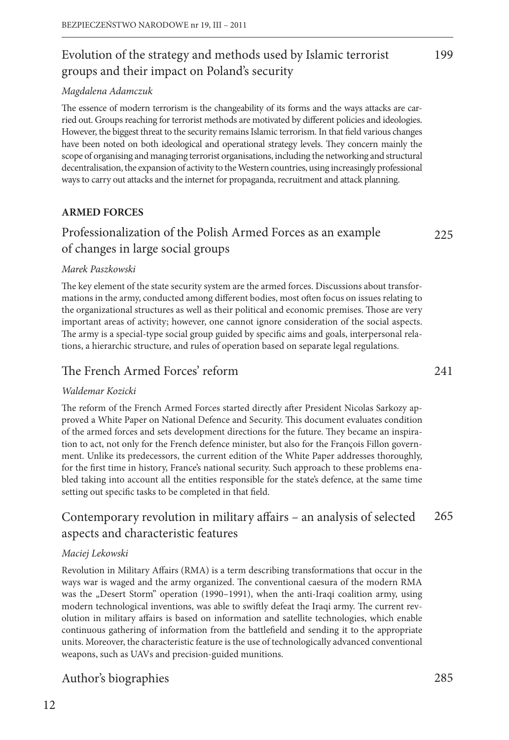## Evolution of the strategy and methods used by Islamic terrorist groups and their impact on Poland's security

199

*Magdalena Adamczuk*

The essence of modern terrorism is the changeability of its forms and the ways attacks are carried out. Groups reaching for terrorist methods are motivated by different policies and ideologies. However, the biggest threat to the security remains Islamic terrorism. In that field various changes have been noted on both ideological and operational strategy levels. They concern mainly the scope of organising and managing terrorist organisations, including the networking and structural decentralisation, the expansion of activity to the Western countries, using increasingly professional ways to carry out attacks and the internet for propaganda, recruitment and attack planning.

# ARMED FORCES

## Professionalization of the Polish Armed Forces as an example of changes in large social groups

225

*Marek Paszkowski*

The key element of the state security system are the armed forces. Discussions about transformations in the army, conducted among different bodies, most often focus on issues relating to the organizational structures as well as their political and economic premises. Those are very important areas of activity; however, one cannot ignore consideration of the social aspects. The army is a special-type social group guided by specific aims and goals, interpersonal relations, a hierarchic structure, and rules of operation based on separate legal regulations.

## The French Armed Forces' reform

241

*Waldemar Kozicki*

The reform of the French Armed Forces started directly after President Nicolas Sarkozy approved a White Paper on National Defence and Security. This document evaluates condition of the armed forces and sets development directions for the future. They became an inspiration to act, not only for the French defence minister, but also for the François Fillon government. Unlike its predecessors, the current edition of the White Paper addresses thoroughly, for the first time in history, France's national security. Such approach to these problems enabled taking into account all the entities responsible for the state's defence, at the same time setting out specific tasks to be completed in that field.

## Contemporary revolution in military affairs – an analysis of selected aspects and characteristic features

265

*Maciej Lekowski*

Revolution in Military Affairs (RMA) is a term describing transformations that occur in the ways war is waged and the army organized. The conventional caesura of the modern RMA was the „Desert Storm" operation (1990–1991), when the anti-Iraqi coalition army, using modern technological inventions, was able to swiftly defeat the Iraqi army. The current revolution in military affairs is based on information and satellite technologies, which enable continuous gathering of information from the battlefield and sending it to the appropriate units. Moreover, the characteristic feature is the use of technologically advanced conventional weapons, such as UAVs and precision-guided munitions.

## Author's biographies

285